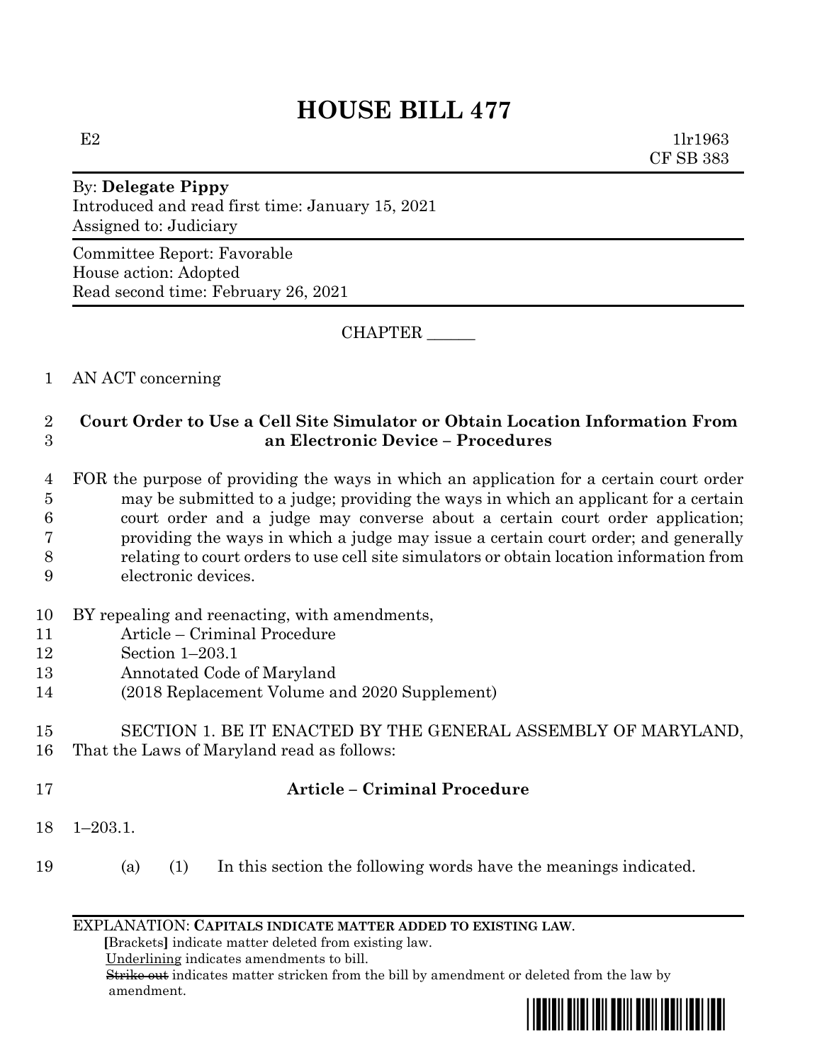# HOUSE BILL 477

E2 1lr1963
CF SB 383

By: **Delegate Pippy**
Introduced and read first time: January 15, 2021
Assigned to: Judiciary

Committee Report: Favorable
House action: Adopted
Read second time: February 26, 2021

CHAPTER ______

1 AN ACT concerning

2 **Court Order to Use a Cell Site Simulator or Obtain Location Information From**
3 **an Electronic Device – Procedures**

4 FOR the purpose of providing the ways in which an application for a certain court order
5 may be submitted to a judge; providing the ways in which an applicant for a certain
6 court order and a judge may converse about a certain court order application;
7 providing the ways in which a judge may issue a certain court order; and generally
8 relating to court orders to use cell site simulators or obtain location information from
9 electronic devices.

10 BY repealing and reenacting, with amendments,
11 Article – Criminal Procedure
12 Section 1–203.1
13 Annotated Code of Maryland
14 (2018 Replacement Volume and 2020 Supplement)

15 SECTION 1. BE IT ENACTED BY THE GENERAL ASSEMBLY OF MARYLAND,
16 That the Laws of Maryland read as follows:

17 **Article – Criminal Procedure**

18 1–203.1.

19 (a) (1) In this section the following words have the meanings indicated.

EXPLANATION: **CAPITALS INDICATE MATTER ADDED TO EXISTING LAW.**
**[**Brackets**]** indicate matter deleted from existing law.
Underlining indicates amendments to bill.
~~Strike out~~ indicates matter stricken from the bill by amendment or deleted from the law by amendment.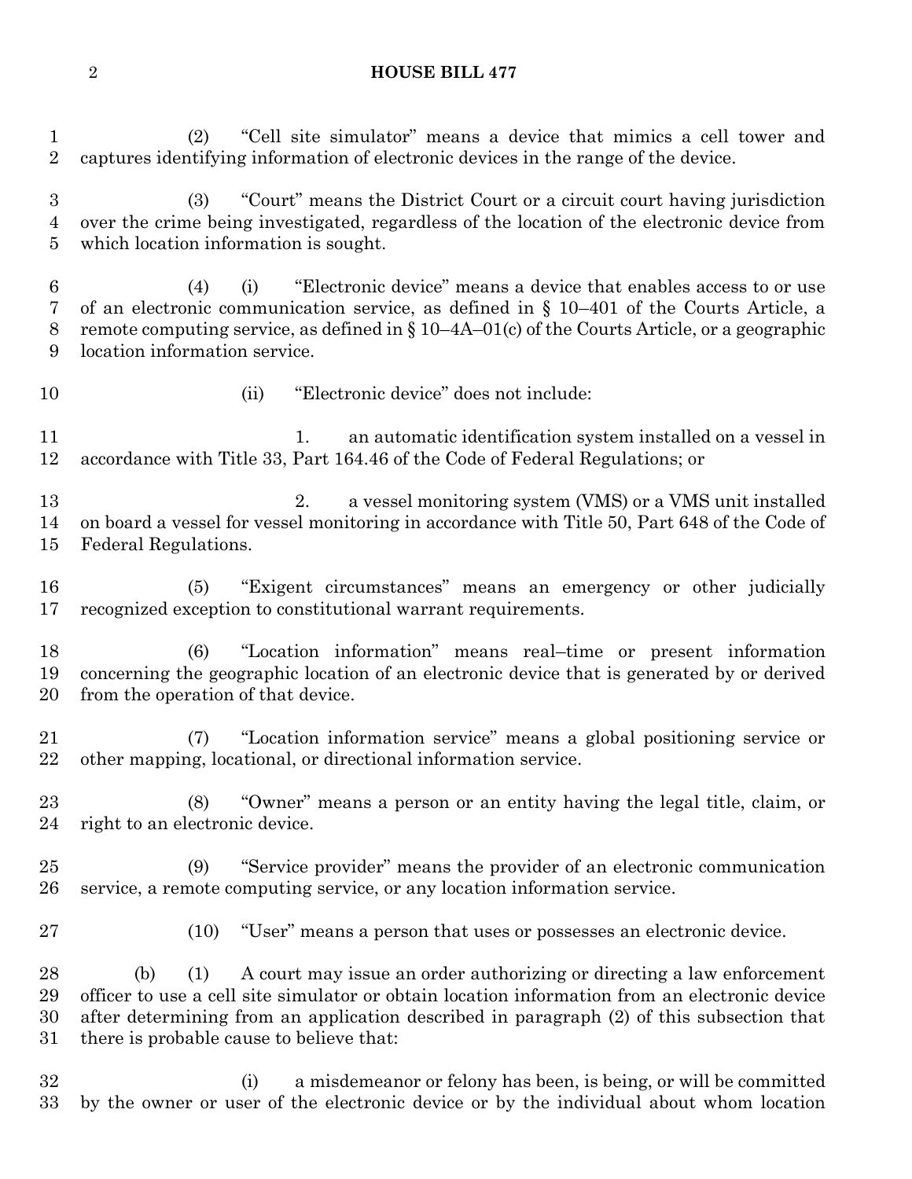(2) "Cell site simulator" means a device that mimics a cell tower and captures identifying information of electronic devices in the range of the device.

(3) "Court" means the District Court or a circuit court having jurisdiction over the crime being investigated, regardless of the location of the electronic device from which location information is sought.

(4) (i) "Electronic device" means a device that enables access to or use of an electronic communication service, as defined in § 10–401 of the Courts Article, a remote computing service, as defined in § 10–4A–01(c) of the Courts Article, or a geographic location information service.

(ii) "Electronic device" does not include:

1. an automatic identification system installed on a vessel in accordance with Title 33, Part 164.46 of the Code of Federal Regulations; or

2. a vessel monitoring system (VMS) or a VMS unit installed on board a vessel for vessel monitoring in accordance with Title 50, Part 648 of the Code of Federal Regulations.

(5) "Exigent circumstances" means an emergency or other judicially recognized exception to constitutional warrant requirements.

(6) "Location information" means real–time or present information concerning the geographic location of an electronic device that is generated by or derived from the operation of that device.

(7) "Location information service" means a global positioning service or other mapping, locational, or directional information service.

(8) "Owner" means a person or an entity having the legal title, claim, or right to an electronic device.

(9) "Service provider" means the provider of an electronic communication service, a remote computing service, or any location information service.

(10) "User" means a person that uses or possesses an electronic device.

(b) (1) A court may issue an order authorizing or directing a law enforcement officer to use a cell site simulator or obtain location information from an electronic device after determining from an application described in paragraph (2) of this subsection that there is probable cause to believe that:

(i) a misdemeanor or felony has been, is being, or will be committed by the owner or user of the electronic device or by the individual about whom location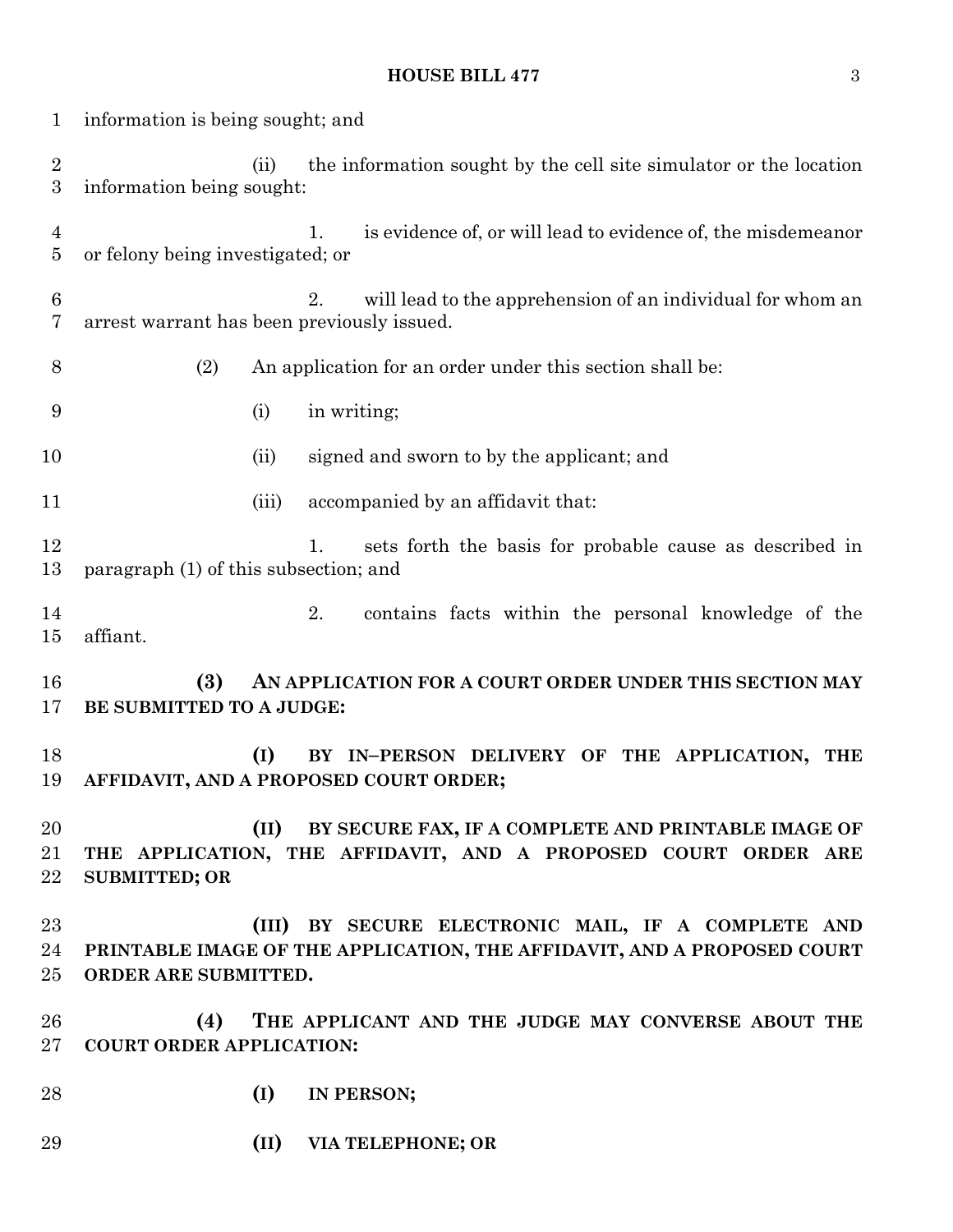information is being sought; and

(ii) the information sought by the cell site simulator or the location information being sought:

1. is evidence of, or will lead to evidence of, the misdemeanor or felony being investigated; or

2. will lead to the apprehension of an individual for whom an arrest warrant has been previously issued.

(2) An application for an order under this section shall be:

(i) in writing;

(ii) signed and sworn to by the applicant; and

(iii) accompanied by an affidavit that:

1. sets forth the basis for probable cause as described in paragraph (1) of this subsection; and

2. contains facts within the personal knowledge of the affiant.

**(3) AN APPLICATION FOR A COURT ORDER UNDER THIS SECTION MAY BE SUBMITTED TO A JUDGE:**

**(I) BY IN–PERSON DELIVERY OF THE APPLICATION, THE AFFIDAVIT, AND A PROPOSED COURT ORDER;**

**(II) BY SECURE FAX, IF A COMPLETE AND PRINTABLE IMAGE OF THE APPLICATION, THE AFFIDAVIT, AND A PROPOSED COURT ORDER ARE SUBMITTED; OR**

**(III) BY SECURE ELECTRONIC MAIL, IF A COMPLETE AND PRINTABLE IMAGE OF THE APPLICATION, THE AFFIDAVIT, AND A PROPOSED COURT ORDER ARE SUBMITTED.**

**(4) THE APPLICANT AND THE JUDGE MAY CONVERSE ABOUT THE COURT ORDER APPLICATION:**

**(I) IN PERSON;**

**(II) VIA TELEPHONE; OR**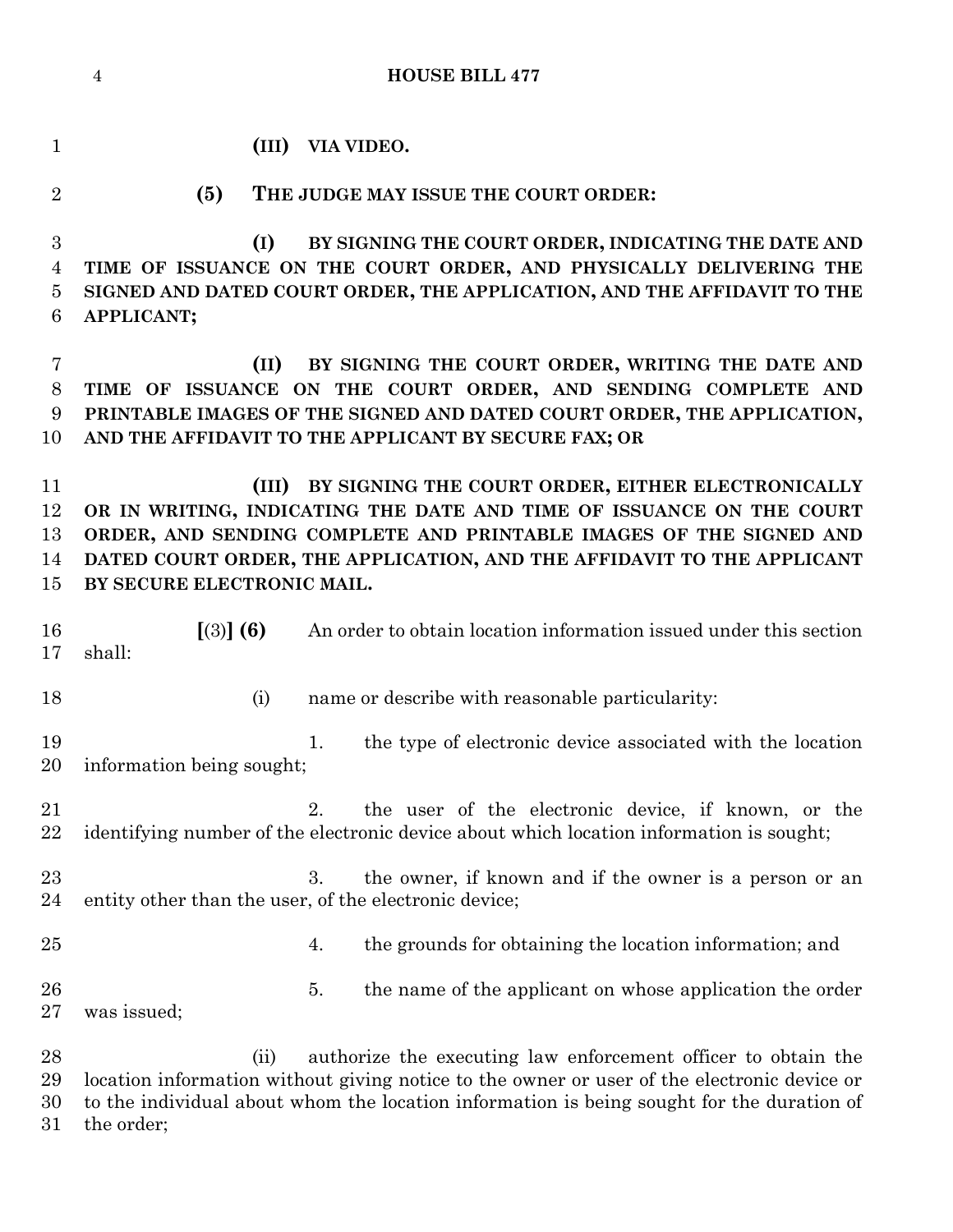**(III) VIA VIDEO.**

**(5) THE JUDGE MAY ISSUE THE COURT ORDER:**

**(I) BY SIGNING THE COURT ORDER, INDICATING THE DATE AND TIME OF ISSUANCE ON THE COURT ORDER, AND PHYSICALLY DELIVERING THE SIGNED AND DATED COURT ORDER, THE APPLICATION, AND THE AFFIDAVIT TO THE APPLICANT;**

**(II) BY SIGNING THE COURT ORDER, WRITING THE DATE AND TIME OF ISSUANCE ON THE COURT ORDER, AND SENDING COMPLETE AND PRINTABLE IMAGES OF THE SIGNED AND DATED COURT ORDER, THE APPLICATION, AND THE AFFIDAVIT TO THE APPLICANT BY SECURE FAX; OR**

**(III) BY SIGNING THE COURT ORDER, EITHER ELECTRONICALLY OR IN WRITING, INDICATING THE DATE AND TIME OF ISSUANCE ON THE COURT ORDER, AND SENDING COMPLETE AND PRINTABLE IMAGES OF THE SIGNED AND DATED COURT ORDER, THE APPLICATION, AND THE AFFIDAVIT TO THE APPLICANT BY SECURE ELECTRONIC MAIL.**

**[**(3)**] (6)** An order to obtain location information issued under this section shall:

(i) name or describe with reasonable particularity:

1. the type of electronic device associated with the location information being sought;

2. the user of the electronic device, if known, or the identifying number of the electronic device about which location information is sought;

3. the owner, if known and if the owner is a person or an entity other than the user, of the electronic device;

4. the grounds for obtaining the location information; and

5. the name of the applicant on whose application the order was issued;

(ii) authorize the executing law enforcement officer to obtain the location information without giving notice to the owner or user of the electronic device or to the individual about whom the location information is being sought for the duration of the order;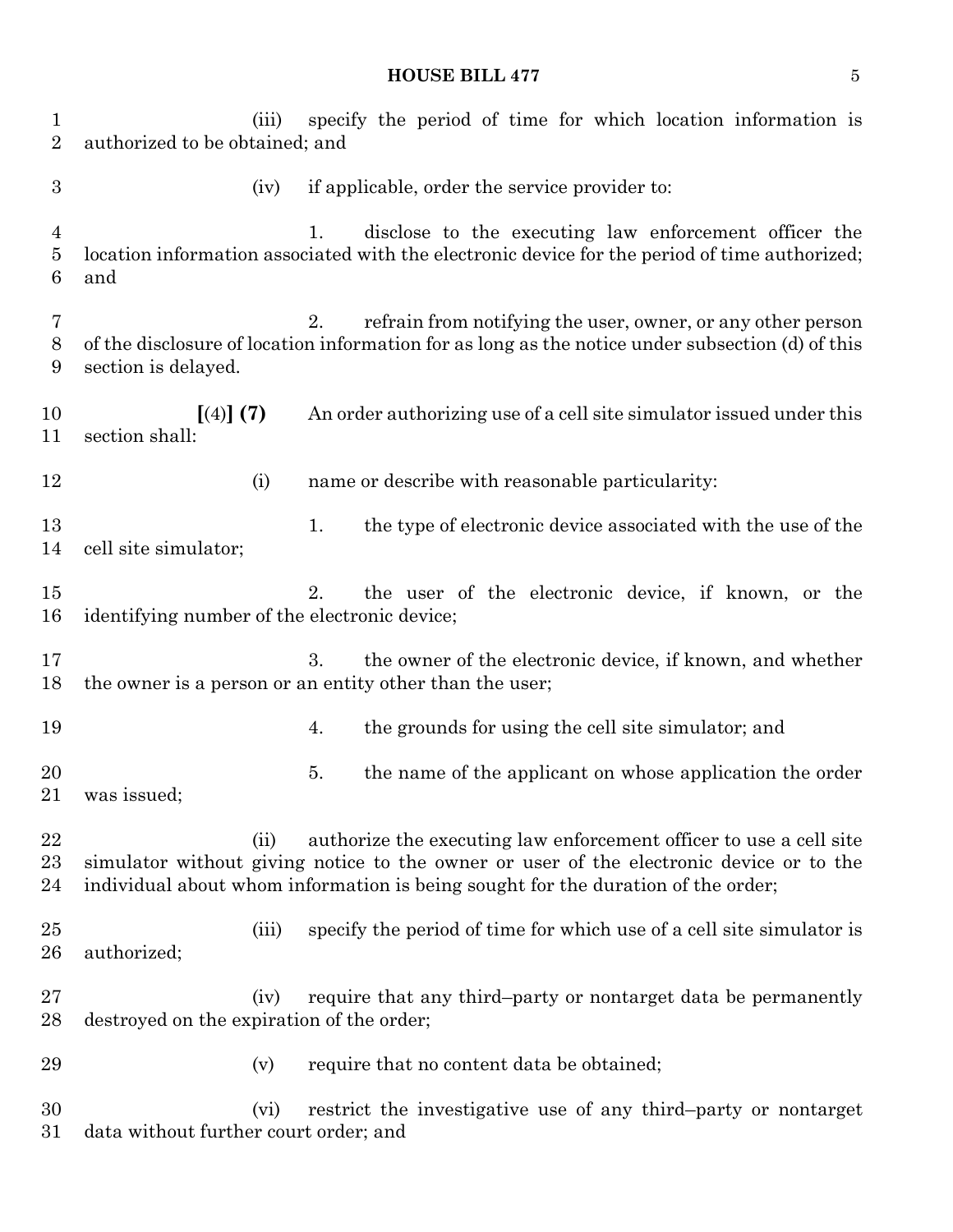(iii) specify the period of time for which location information is authorized to be obtained; and

(iv) if applicable, order the service provider to:

1. disclose to the executing law enforcement officer the location information associated with the electronic device for the period of time authorized; and

2. refrain from notifying the user, owner, or any other person of the disclosure of location information for as long as the notice under subsection (d) of this section is delayed.

**[**(4)**] (7)** An order authorizing use of a cell site simulator issued under this section shall:

(i) name or describe with reasonable particularity:

1. the type of electronic device associated with the use of the cell site simulator;

2. the user of the electronic device, if known, or the identifying number of the electronic device;

3. the owner of the electronic device, if known, and whether the owner is a person or an entity other than the user;

4. the grounds for using the cell site simulator; and

5. the name of the applicant on whose application the order was issued;

(ii) authorize the executing law enforcement officer to use a cell site simulator without giving notice to the owner or user of the electronic device or to the individual about whom information is being sought for the duration of the order;

(iii) specify the period of time for which use of a cell site simulator is authorized;

(iv) require that any third–party or nontarget data be permanently destroyed on the expiration of the order;

(v) require that no content data be obtained;

(vi) restrict the investigative use of any third–party or nontarget data without further court order; and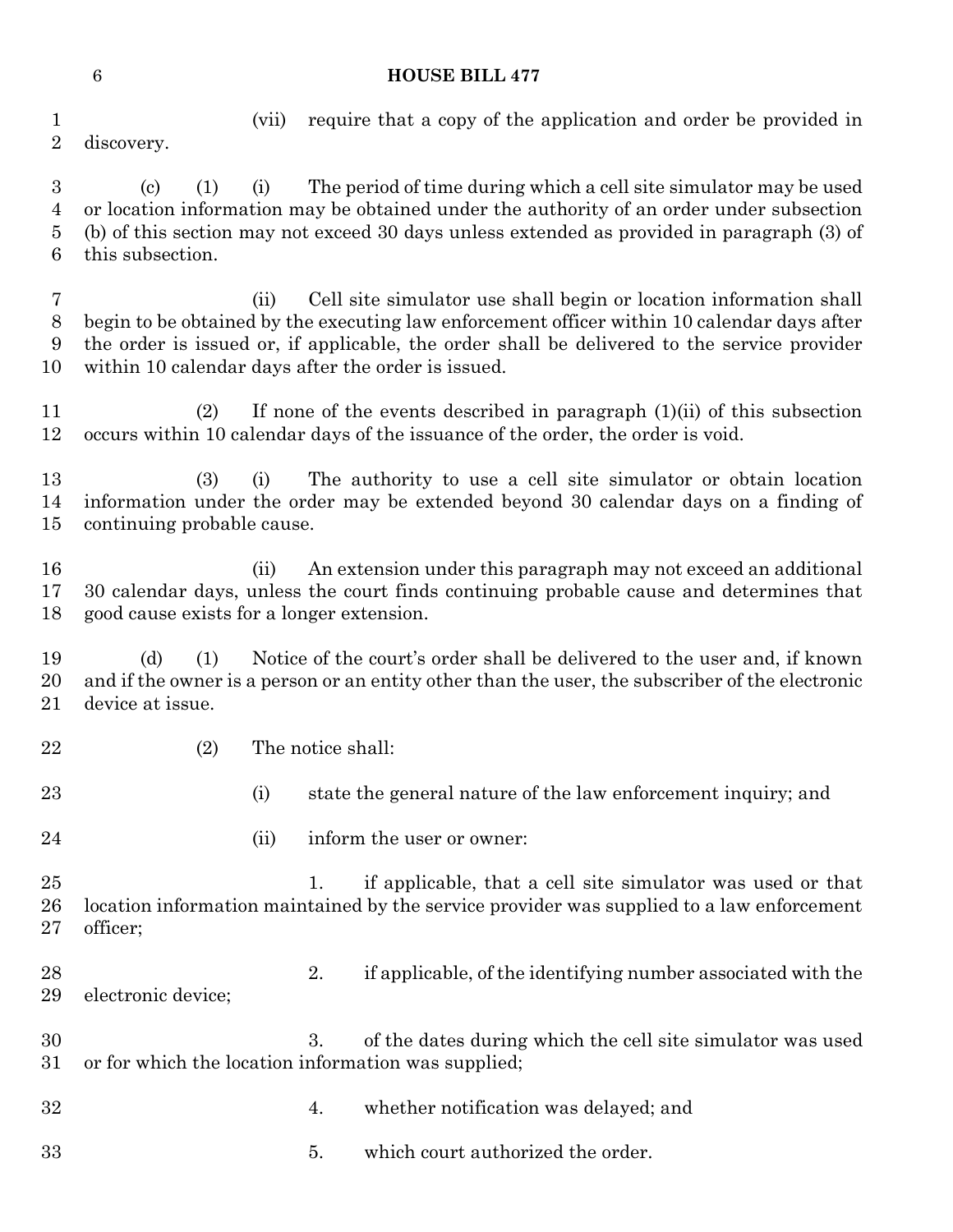(vii) require that a copy of the application and order be provided in discovery.

(c) (1) (i) The period of time during which a cell site simulator may be used or location information may be obtained under the authority of an order under subsection (b) of this section may not exceed 30 days unless extended as provided in paragraph (3) of this subsection.

(ii) Cell site simulator use shall begin or location information shall begin to be obtained by the executing law enforcement officer within 10 calendar days after the order is issued or, if applicable, the order shall be delivered to the service provider within 10 calendar days after the order is issued.

(2) If none of the events described in paragraph (1)(ii) of this subsection occurs within 10 calendar days of the issuance of the order, the order is void.

(3) (i) The authority to use a cell site simulator or obtain location information under the order may be extended beyond 30 calendar days on a finding of continuing probable cause.

(ii) An extension under this paragraph may not exceed an additional 30 calendar days, unless the court finds continuing probable cause and determines that good cause exists for a longer extension.

(d) (1) Notice of the court's order shall be delivered to the user and, if known and if the owner is a person or an entity other than the user, the subscriber of the electronic device at issue.

(2) The notice shall:

(i) state the general nature of the law enforcement inquiry; and

(ii) inform the user or owner:

1. if applicable, that a cell site simulator was used or that location information maintained by the service provider was supplied to a law enforcement officer;

2. if applicable, of the identifying number associated with the electronic device;

3. of the dates during which the cell site simulator was used or for which the location information was supplied;

4. whether notification was delayed; and

5. which court authorized the order.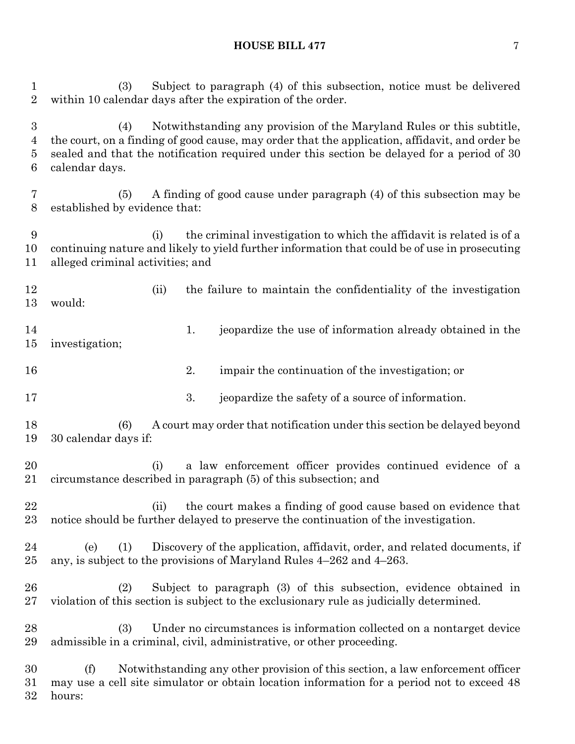(3) Subject to paragraph (4) of this subsection, notice must be delivered within 10 calendar days after the expiration of the order.

(4) Notwithstanding any provision of the Maryland Rules or this subtitle, the court, on a finding of good cause, may order that the application, affidavit, and order be sealed and that the notification required under this section be delayed for a period of 30 calendar days.

(5) A finding of good cause under paragraph (4) of this subsection may be established by evidence that:

(i) the criminal investigation to which the affidavit is related is of a continuing nature and likely to yield further information that could be of use in prosecuting alleged criminal activities; and

(ii) the failure to maintain the confidentiality of the investigation would:

1. jeopardize the use of information already obtained in the investigation;

2. impair the continuation of the investigation; or

3. jeopardize the safety of a source of information.

(6) A court may order that notification under this section be delayed beyond 30 calendar days if:

(i) a law enforcement officer provides continued evidence of a circumstance described in paragraph (5) of this subsection; and

(ii) the court makes a finding of good cause based on evidence that notice should be further delayed to preserve the continuation of the investigation.

(e) (1) Discovery of the application, affidavit, order, and related documents, if any, is subject to the provisions of Maryland Rules 4–262 and 4–263.

(2) Subject to paragraph (3) of this subsection, evidence obtained in violation of this section is subject to the exclusionary rule as judicially determined.

(3) Under no circumstances is information collected on a nontarget device admissible in a criminal, civil, administrative, or other proceeding.

(f) Notwithstanding any other provision of this section, a law enforcement officer may use a cell site simulator or obtain location information for a period not to exceed 48 hours: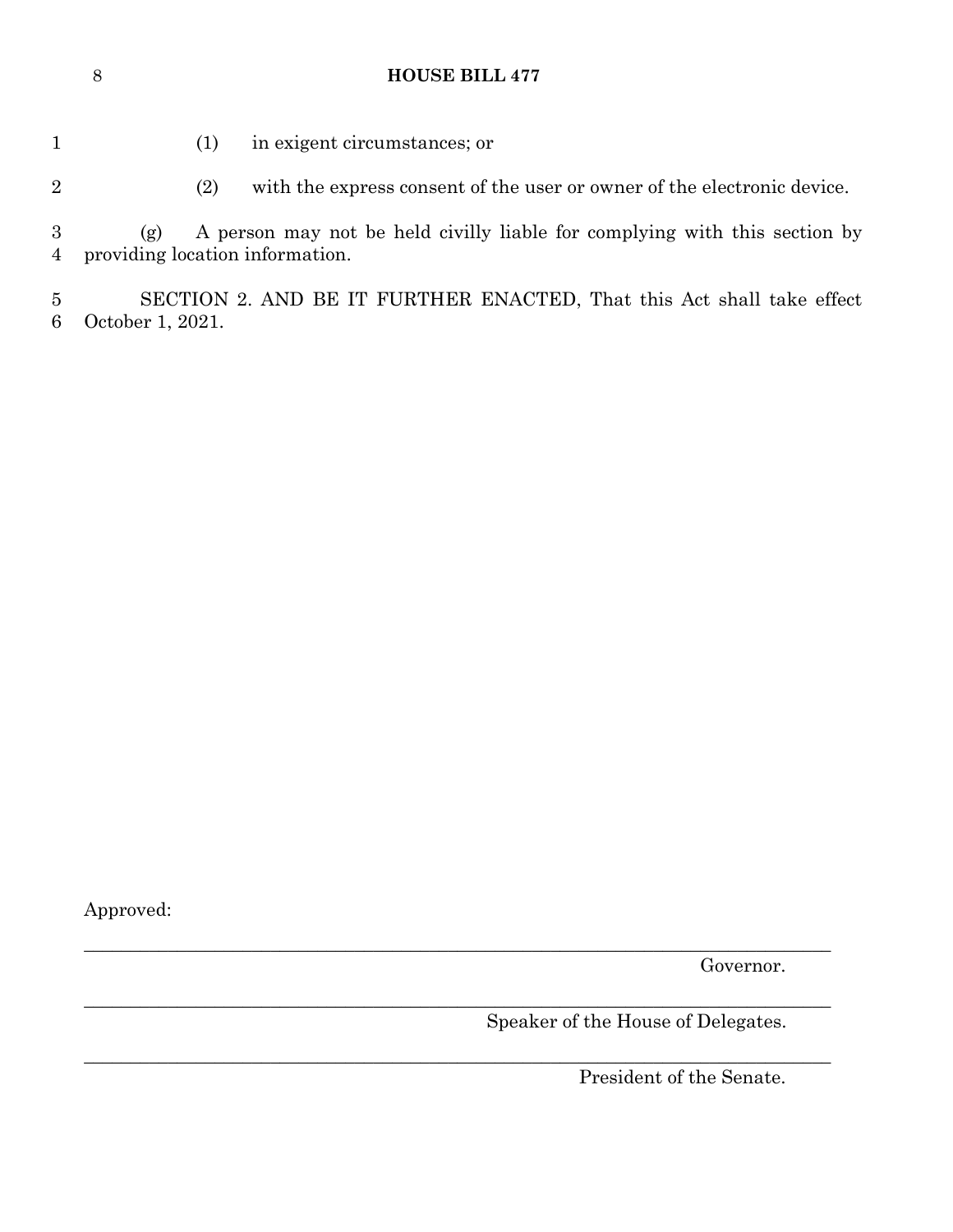(1) in exigent circumstances; or

(2) with the express consent of the user or owner of the electronic device.

(g) A person may not be held civilly liable for complying with this section by providing location information.

SECTION 2. AND BE IT FURTHER ENACTED, That this Act shall take effect October 1, 2021.

Approved:

\_\_\_\_\_\_\_\_\_\_\_\_\_\_\_\_\_\_\_\_\_\_\_\_\_\_\_\_\_\_\_\_\_\_\_\_\_\_\_\_\_\_\_\_\_\_\_\_\_\_

Governor.

\_\_\_\_\_\_\_\_\_\_\_\_\_\_\_\_\_\_\_\_\_\_\_\_\_\_\_\_\_\_\_\_\_\_\_\_\_\_\_\_\_\_\_\_\_\_\_\_\_\_

Speaker of the House of Delegates.

\_\_\_\_\_\_\_\_\_\_\_\_\_\_\_\_\_\_\_\_\_\_\_\_\_\_\_\_\_\_\_\_\_\_\_\_\_\_\_\_\_\_\_\_\_\_\_\_\_\_

President of the Senate.